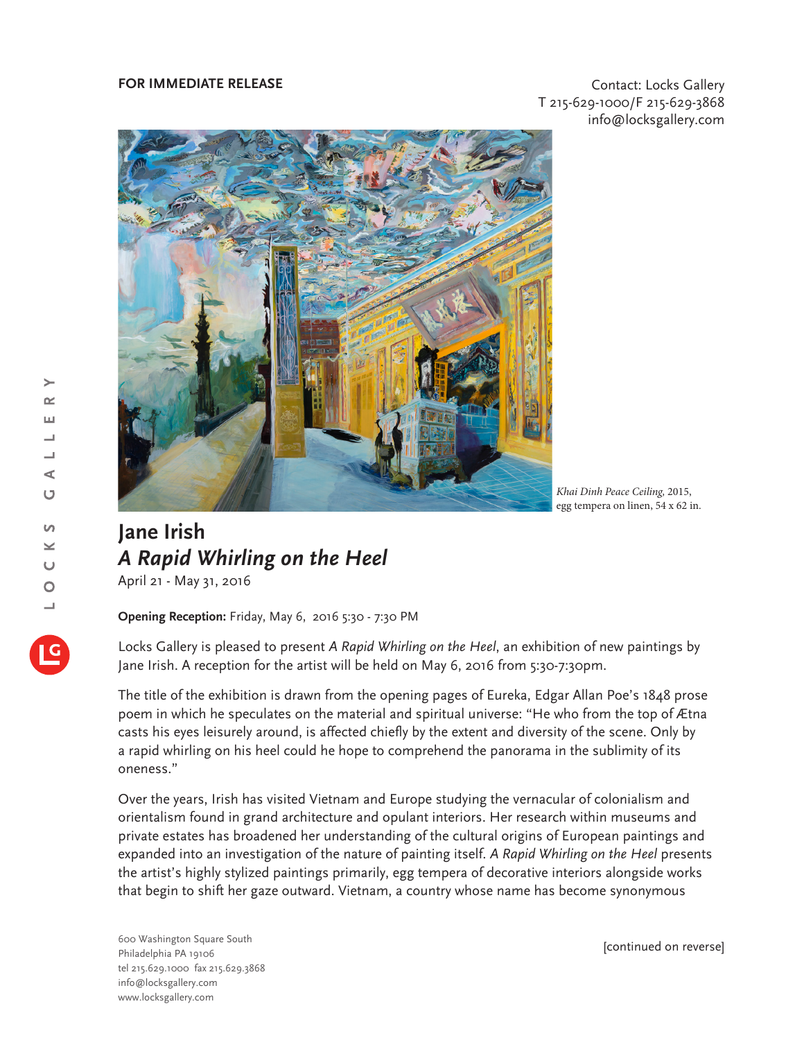**FOR IMMEDIATE RELEASE**

Contact: Locks Gallery
T 215-629-1000/F 215-629-3868
info@locksgallery.com

*Khai Dinh Peace Ceiling*, 2015,
egg tempera on linen, 54 x 62 in.

# Jane Irish
## *A Rapid Whirling on the Heel*

April 21 - May 31, 2016

**Opening Reception:** Friday, May 6, 2016 5:30 - 7:30 PM

Locks Gallery is pleased to present *A Rapid Whirling on the Heel*, an exhibition of new paintings by Jane Irish. A reception for the artist will be held on May 6, 2016 from 5:30-7:30pm.

The title of the exhibition is drawn from the opening pages of Eureka, Edgar Allan Poe's 1848 prose poem in which he speculates on the material and spiritual universe: "He who from the top of Ætna casts his eyes leisurely around, is affected chiefly by the extent and diversity of the scene. Only by a rapid whirling on his heel could he hope to comprehend the panorama in the sublimity of its oneness."

Over the years, Irish has visited Vietnam and Europe studying the vernacular of colonialism and orientalism found in grand architecture and opulent interiors. Her research within museums and private estates has broadened her understanding of the cultural origins of European paintings and expanded into an investigation of the nature of painting itself. *A Rapid Whirling on the Heel* presents the artist's highly stylized paintings primarily, egg tempera of decorative interiors alongside works that begin to shift her gaze outward. Vietnam, a country whose name has become synonymous

600 Washington Square South
Philadelphia PA 19106
tel 215.629.1000 fax 215.629.3868
info@locksgallery.com
www.locksgallery.com

[continued on reverse]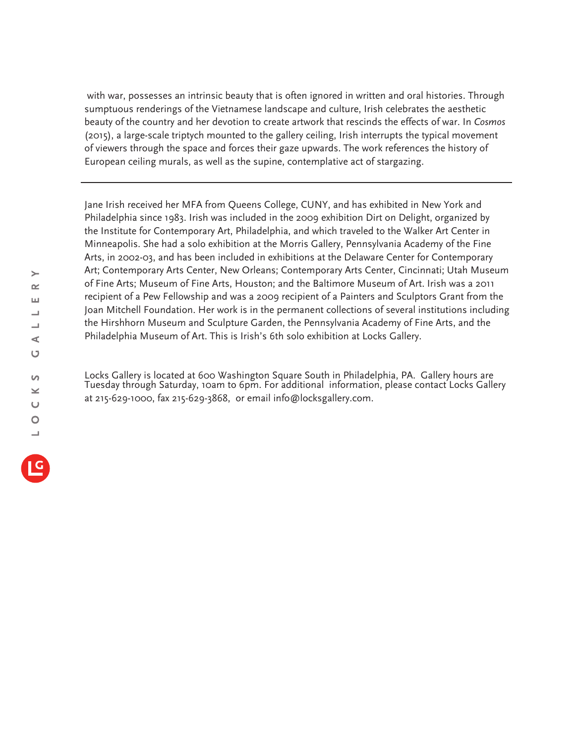with war, possesses an intrinsic beauty that is often ignored in written and oral histories. Through sumptuous renderings of the Vietnamese landscape and culture, Irish celebrates the aesthetic beauty of the country and her devotion to create artwork that rescinds the effects of war. In *Cosmos* (2015), a large-scale triptych mounted to the gallery ceiling, Irish interrupts the typical movement of viewers through the space and forces their gaze upwards. The work references the history of European ceiling murals, as well as the supine, contemplative act of stargazing.

---

Jane Irish received her MFA from Queens College, CUNY, and has exhibited in New York and Philadelphia since 1983. Irish was included in the 2009 exhibition Dirt on Delight, organized by the Institute for Contemporary Art, Philadelphia, and which traveled to the Walker Art Center in Minneapolis. She had a solo exhibition at the Morris Gallery, Pennsylvania Academy of the Fine Arts, in 2002-03, and has been included in exhibitions at the Delaware Center for Contemporary Art; Contemporary Arts Center, New Orleans; Contemporary Arts Center, Cincinnati; Utah Museum of Fine Arts; Museum of Fine Arts, Houston; and the Baltimore Museum of Art. Irish was a 2011 recipient of a Pew Fellowship and was a 2009 recipient of a Painters and Sculptors Grant from the Joan Mitchell Foundation. Her work is in the permanent collections of several institutions including the Hirshhorn Museum and Sculpture Garden, the Pennsylvania Academy of Fine Arts, and the Philadelphia Museum of Art. This is Irish's 6th solo exhibition at Locks Gallery.

Locks Gallery is located at 600 Washington Square South in Philadelphia, PA. Gallery hours are Tuesday through Saturday, 10am to 6pm. For additional information, please contact Locks Gallery at 215-629-1000, fax 215-629-3868, or email info@locksgallery.com.